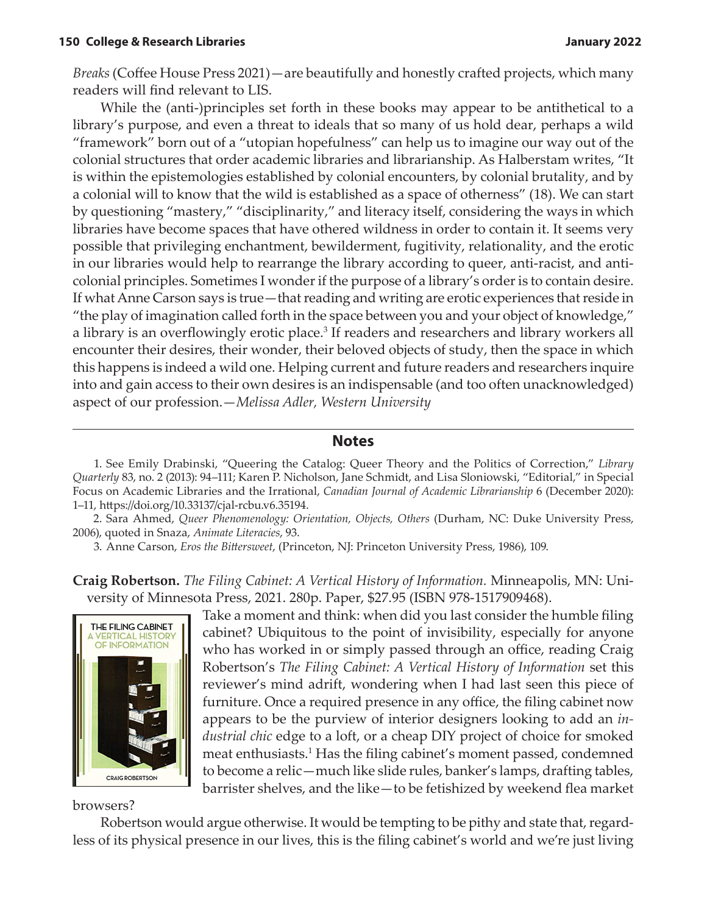*Breaks* (Coffee House Press 2021)—are beautifully and honestly crafted projects, which many readers will find relevant to LIS.

While the (anti-)principles set forth in these books may appear to be antithetical to a library's purpose, and even a threat to ideals that so many of us hold dear, perhaps a wild "framework" born out of a "utopian hopefulness" can help us to imagine our way out of the colonial structures that order academic libraries and librarianship. As Halberstam writes, "It is within the epistemologies established by colonial encounters, by colonial brutality, and by a colonial will to know that the wild is established as a space of otherness" (18). We can start by questioning "mastery," "disciplinarity," and literacy itself, considering the ways in which libraries have become spaces that have othered wildness in order to contain it. It seems very possible that privileging enchantment, bewilderment, fugitivity, relationality, and the erotic in our libraries would help to rearrange the library according to queer, anti-racist, and anti-colonial principles. Sometimes I wonder if the purpose of a library's order is to contain desire. If what Anne Carson says is true—that reading and writing are erotic experiences that reside in "the play of imagination called forth in the space between you and your object of knowledge," a library is an overflowingly erotic place.[3] If readers and researchers and library workers all encounter their desires, their wonder, their beloved objects of study, then the space in which this happens is indeed a wild one. Helping current and future readers and researchers inquire into and gain access to their own desires is an indispensable (and too often unacknowledged) aspect of our profession.—*Melissa Adler, Western University*

## Notes

1. See Emily Drabinski, "Queering the Catalog: Queer Theory and the Politics of Correction," *Library Quarterly* 83, no. 2 (2013): 94–111; Karen P. Nicholson, Jane Schmidt, and Lisa Sloniowski, "Editorial," in Special Focus on Academic Libraries and the Irrational, *Canadian Journal of Academic Librarianship* 6 (December 2020): 1–11, https://doi.org/10.33137/cjal-rcbu.v6.35194.

2. Sara Ahmed, *Queer Phenomenology: Orientation, Objects, Others* (Durham, NC: Duke University Press, 2006), quoted in Snaza, *Animate Literacies*, 93.

3. Anne Carson, *Eros the Bittersweet*, (Princeton, NJ: Princeton University Press, 1986), 109.

**Craig Robertson.** *The Filing Cabinet: A Vertical History of Information.* Minneapolis, MN: University of Minnesota Press, 2021. 280p. Paper, $27.95 (ISBN 978-1517909468).

Take a moment and think: when did you last consider the humble filing cabinet? Ubiquitous to the point of invisibility, especially for anyone who has worked in or simply passed through an office, reading Craig Robertson's *The Filing Cabinet: A Vertical History of Information* set this reviewer's mind adrift, wondering when I had last seen this piece of furniture. Once a required presence in any office, the filing cabinet now appears to be the purview of interior designers looking to add an *industrial chic* edge to a loft, or a cheap DIY project of choice for smoked meat enthusiasts.[1] Has the filing cabinet's moment passed, condemned to become a relic—much like slide rules, banker's lamps, drafting tables, barrister shelves, and the like—to be fetishized by weekend flea market browsers?

Robertson would argue otherwise. It would be tempting to be pithy and state that, regardless of its physical presence in our lives, this is the filing cabinet's world and we're just living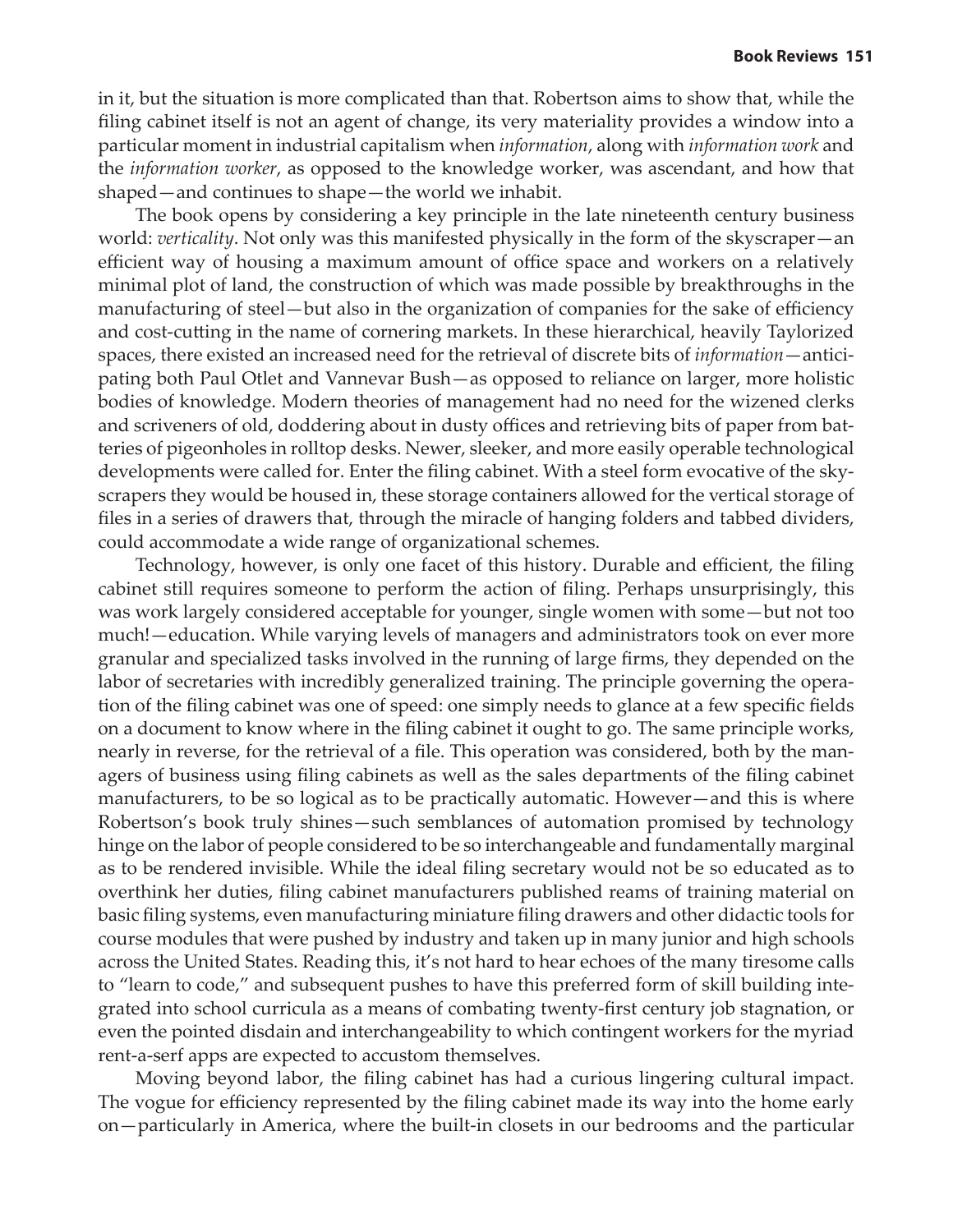in it, but the situation is more complicated than that. Robertson aims to show that, while the filing cabinet itself is not an agent of change, its very materiality provides a window into a particular moment in industrial capitalism when *information*, along with *information work* and the *information worker*, as opposed to the knowledge worker, was ascendant, and how that shaped—and continues to shape—the world we inhabit.

The book opens by considering a key principle in the late nineteenth century business world: *verticality*. Not only was this manifested physically in the form of the skyscraper—an efficient way of housing a maximum amount of office space and workers on a relatively minimal plot of land, the construction of which was made possible by breakthroughs in the manufacturing of steel—but also in the organization of companies for the sake of efficiency and cost-cutting in the name of cornering markets. In these hierarchical, heavily Taylorized spaces, there existed an increased need for the retrieval of discrete bits of *information*—anticipating both Paul Otlet and Vannevar Bush—as opposed to reliance on larger, more holistic bodies of knowledge. Modern theories of management had no need for the wizened clerks and scriveners of old, doddering about in dusty offices and retrieving bits of paper from batteries of pigeonholes in rolltop desks. Newer, sleeker, and more easily operable technological developments were called for. Enter the filing cabinet. With a steel form evocative of the skyscrapers they would be housed in, these storage containers allowed for the vertical storage of files in a series of drawers that, through the miracle of hanging folders and tabbed dividers, could accommodate a wide range of organizational schemes.

Technology, however, is only one facet of this history. Durable and efficient, the filing cabinet still requires someone to perform the action of filing. Perhaps unsurprisingly, this was work largely considered acceptable for younger, single women with some—but not too much!—education. While varying levels of managers and administrators took on ever more granular and specialized tasks involved in the running of large firms, they depended on the labor of secretaries with incredibly generalized training. The principle governing the operation of the filing cabinet was one of speed: one simply needs to glance at a few specific fields on a document to know where in the filing cabinet it ought to go. The same principle works, nearly in reverse, for the retrieval of a file. This operation was considered, both by the managers of business using filing cabinets as well as the sales departments of the filing cabinet manufacturers, to be so logical as to be practically automatic. However—and this is where Robertson's book truly shines—such semblances of automation promised by technology hinge on the labor of people considered to be so interchangeable and fundamentally marginal as to be rendered invisible. While the ideal filing secretary would not be so educated as to overthink her duties, filing cabinet manufacturers published reams of training material on basic filing systems, even manufacturing miniature filing drawers and other didactic tools for course modules that were pushed by industry and taken up in many junior and high schools across the United States. Reading this, it's not hard to hear echoes of the many tiresome calls to "learn to code," and subsequent pushes to have this preferred form of skill building integrated into school curricula as a means of combating twenty-first century job stagnation, or even the pointed disdain and interchangeability to which contingent workers for the myriad rent-a-serf apps are expected to accustom themselves.

Moving beyond labor, the filing cabinet has had a curious lingering cultural impact. The vogue for efficiency represented by the filing cabinet made its way into the home early on—particularly in America, where the built-in closets in our bedrooms and the particular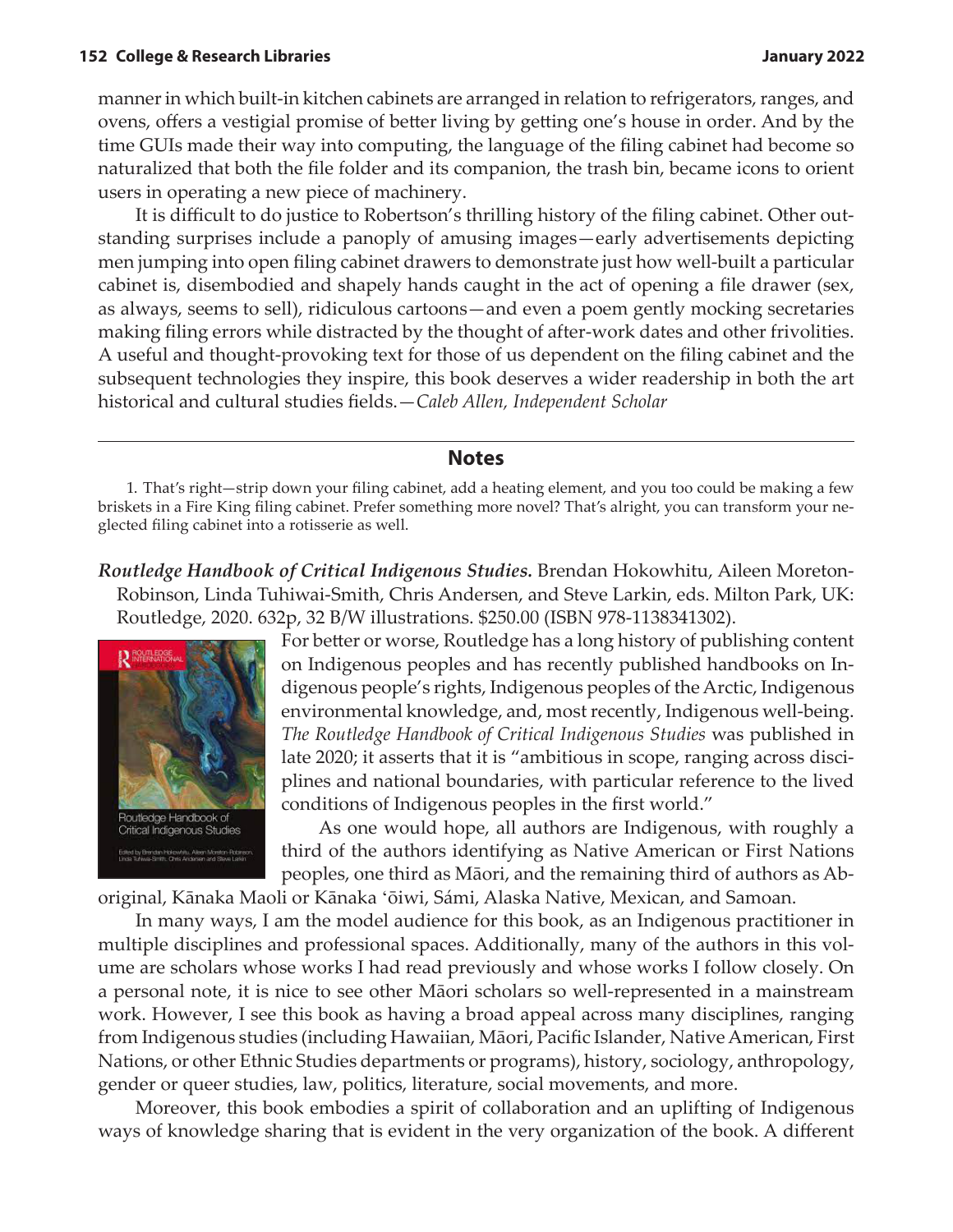manner in which built-in kitchen cabinets are arranged in relation to refrigerators, ranges, and ovens, offers a vestigial promise of better living by getting one's house in order. And by the time GUIs made their way into computing, the language of the filing cabinet had become so naturalized that both the file folder and its companion, the trash bin, became icons to orient users in operating a new piece of machinery.

It is difficult to do justice to Robertson's thrilling history of the filing cabinet. Other outstanding surprises include a panoply of amusing images—early advertisements depicting men jumping into open filing cabinet drawers to demonstrate just how well-built a particular cabinet is, disembodied and shapely hands caught in the act of opening a file drawer (sex, as always, seems to sell), ridiculous cartoons—and even a poem gently mocking secretaries making filing errors while distracted by the thought of after-work dates and other frivolities. A useful and thought-provoking text for those of us dependent on the filing cabinet and the subsequent technologies they inspire, this book deserves a wider readership in both the art historical and cultural studies fields.—*Caleb Allen, Independent Scholar*

---

## Notes

1. That's right—strip down your filing cabinet, add a heating element, and you too could be making a few briskets in a Fire King filing cabinet. Prefer something more novel? That's alright, you can transform your neglected filing cabinet into a rotisserie as well.

***Routledge Handbook of Critical Indigenous Studies.*** Brendan Hokowhitu, Aileen Moreton-Robinson, Linda Tuhiwai-Smith, Chris Andersen, and Steve Larkin, eds. Milton Park, UK: Routledge, 2020. 632p, 32 B/W illustrations. $250.00 (ISBN 978-1138341302).

For better or worse, Routledge has a long history of publishing content on Indigenous peoples and has recently published handbooks on Indigenous people's rights, Indigenous peoples of the Arctic, Indigenous environmental knowledge, and, most recently, Indigenous well-being. *The Routledge Handbook of Critical Indigenous Studies* was published in late 2020; it asserts that it is "ambitious in scope, ranging across disciplines and national boundaries, with particular reference to the lived conditions of Indigenous peoples in the first world."

As one would hope, all authors are Indigenous, with roughly a third of the authors identifying as Native American or First Nations peoples, one third as Māori, and the remaining third of authors as Aboriginal, Kānaka Maoli or Kānaka ʻōiwi, Sámi, Alaska Native, Mexican, and Samoan.

In many ways, I am the model audience for this book, as an Indigenous practitioner in multiple disciplines and professional spaces. Additionally, many of the authors in this volume are scholars whose works I had read previously and whose works I follow closely. On a personal note, it is nice to see other Māori scholars so well-represented in a mainstream work. However, I see this book as having a broad appeal across many disciplines, ranging from Indigenous studies (including Hawaiian, Māori, Pacific Islander, Native American, First Nations, or other Ethnic Studies departments or programs), history, sociology, anthropology, gender or queer studies, law, politics, literature, social movements, and more.

Moreover, this book embodies a spirit of collaboration and an uplifting of Indigenous ways of knowledge sharing that is evident in the very organization of the book. A different